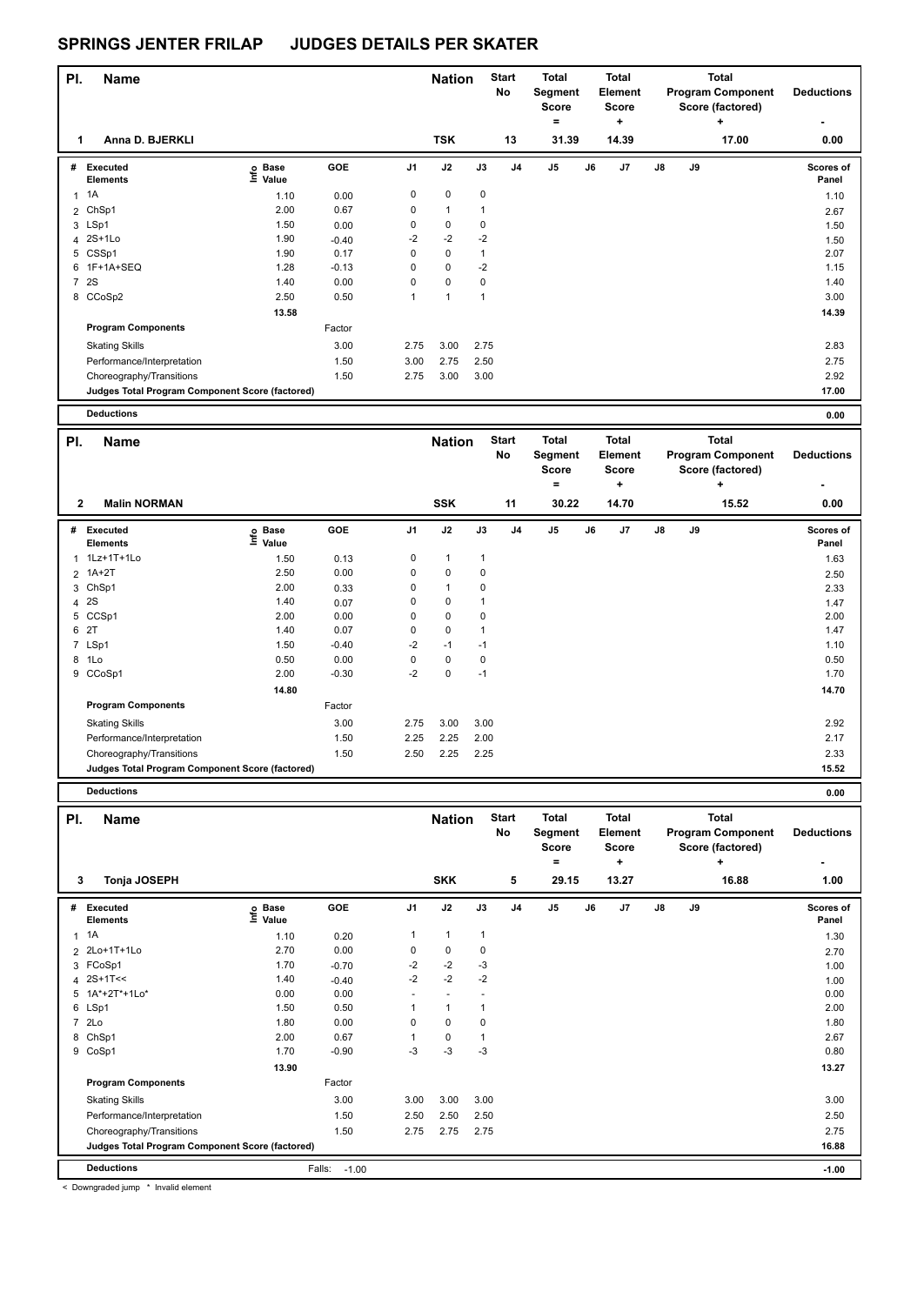# SPRINGS JENTER FRILAP JUDGES DETAILS PER SKATER

| Pl. | Name | Nation | Start No | Total Segment Score = | Total Element Score + | Total Program Component Score (factored) + | Deductions - |
|---|---|---|---|---|---|---|---|
| 1 | Anna D. BJERKLI | TSK | 13 | 31.39 | 14.39 | 17.00 | 0.00 |

| # | Executed Elements | Info | Base Value | GOE | J1 | J2 | J3 | J4 | J5 | J6 | J7 | J8 | J9 | Scores of Panel |
|---|---|---|---|---|---|---|---|---|---|---|---|---|---|---|
| 1 | 1A | | 1.10 | 0.00 | 0 | 0 | 0 | | | | | | | 1.10 |
| 2 | ChSp1 | | 2.00 | 0.67 | 0 | 1 | 1 | | | | | | | 2.67 |
| 3 | LSp1 | | 1.50 | 0.00 | 0 | 0 | 0 | | | | | | | 1.50 |
| 4 | 2S+1Lo | | 1.90 | -0.40 | -2 | -2 | -2 | | | | | | | 1.50 |
| 5 | CSSp1 | | 1.90 | 0.17 | 0 | 0 | 1 | | | | | | | 2.07 |
| 6 | 1F+1A+SEQ | | 1.28 | -0.13 | 0 | 0 | -2 | | | | | | | 1.15 |
| 7 | 2S | | 1.40 | 0.00 | 0 | 0 | 0 | | | | | | | 1.40 |
| 8 | CCoSp2 | | 2.50 | 0.50 | 1 | 1 | 1 | | | | | | | 3.00 |
| | | | 13.58 | | | | | | | | | | | 14.39 |
| | **Program Components** | | | Factor | | | | | | | | | | |
| | Skating Skills | | | 3.00 | 2.75 | 3.00 | 2.75 | | | | | | | 2.83 |
| | Performance/Interpretation | | | 1.50 | 3.00 | 2.75 | 2.50 | | | | | | | 2.75 |
| | Choreography/Transitions | | | 1.50 | 2.75 | 3.00 | 3.00 | | | | | | | 2.92 |
| | **Judges Total Program Component Score (factored)** | | | | | | | | | | | | | 17.00 |
| | **Deductions** | | | | | | | | | | | | | 0.00 |

| Pl. | Name | Nation | Start No | Total Segment Score = | Total Element Score + | Total Program Component Score (factored) + | Deductions - |
|---|---|---|---|---|---|---|---|
| 2 | Malin NORMAN | SSK | 11 | 30.22 | 14.70 | 15.52 | 0.00 |

| # | Executed Elements | Info | Base Value | GOE | J1 | J2 | J3 | J4 | J5 | J6 | J7 | J8 | J9 | Scores of Panel |
|---|---|---|---|---|---|---|---|---|---|---|---|---|---|---|
| 1 | 1Lz+1T+1Lo | | 1.50 | 0.13 | 0 | 1 | 1 | | | | | | | 1.63 |
| 2 | 1A+2T | | 2.50 | 0.00 | 0 | 0 | 0 | | | | | | | 2.50 |
| 3 | ChSp1 | | 2.00 | 0.33 | 0 | 1 | 0 | | | | | | | 2.33 |
| 4 | 2S | | 1.40 | 0.07 | 0 | 0 | 1 | | | | | | | 1.47 |
| 5 | CCSp1 | | 2.00 | 0.00 | 0 | 0 | 0 | | | | | | | 2.00 |
| 6 | 2T | | 1.40 | 0.07 | 0 | 0 | 1 | | | | | | | 1.47 |
| 7 | LSp1 | | 1.50 | -0.40 | -2 | -1 | -1 | | | | | | | 1.10 |
| 8 | 1Lo | | 0.50 | 0.00 | 0 | 0 | 0 | | | | | | | 0.50 |
| 9 | CCoSp1 | | 2.00 | -0.30 | -2 | 0 | -1 | | | | | | | 1.70 |
| | | | 14.80 | | | | | | | | | | | 14.70 |
| | **Program Components** | | | Factor | | | | | | | | | | |
| | Skating Skills | | | 3.00 | 2.75 | 3.00 | 3.00 | | | | | | | 2.92 |
| | Performance/Interpretation | | | 1.50 | 2.25 | 2.25 | 2.00 | | | | | | | 2.17 |
| | Choreography/Transitions | | | 1.50 | 2.50 | 2.25 | 2.25 | | | | | | | 2.33 |
| | **Judges Total Program Component Score (factored)** | | | | | | | | | | | | | 15.52 |
| | **Deductions** | | | | | | | | | | | | | 0.00 |

| Pl. | Name | Nation | Start No | Total Segment Score = | Total Element Score + | Total Program Component Score (factored) + | Deductions - |
|---|---|---|---|---|---|---|---|
| 3 | Tonja JOSEPH | SKK | 5 | 29.15 | 13.27 | 16.88 | 1.00 |

| # | Executed Elements | Info | Base Value | GOE | J1 | J2 | J3 | J4 | J5 | J6 | J7 | J8 | J9 | Scores of Panel |
|---|---|---|---|---|---|---|---|---|---|---|---|---|---|---|
| 1 | 1A | | 1.10 | 0.20 | 1 | 1 | 1 | | | | | | | 1.30 |
| 2 | 2Lo+1T+1Lo | | 2.70 | 0.00 | 0 | 0 | 0 | | | | | | | 2.70 |
| 3 | FCoSp1 | | 1.70 | -0.70 | -2 | -2 | -3 | | | | | | | 1.00 |
| 4 | 2S+1T<< | | 1.40 | -0.40 | -2 | -2 | -2 | | | | | | | 1.00 |
| 5 | 1A*+2T*+1Lo* | | 0.00 | 0.00 | - | - | - | | | | | | | 0.00 |
| 6 | LSp1 | | 1.50 | 0.50 | 1 | 1 | 1 | | | | | | | 2.00 |
| 7 | 2Lo | | 1.80 | 0.00 | 0 | 0 | 0 | | | | | | | 1.80 |
| 8 | ChSp1 | | 2.00 | 0.67 | 1 | 0 | 1 | | | | | | | 2.67 |
| 9 | CoSp1 | | 1.70 | -0.90 | -3 | -3 | -3 | | | | | | | 0.80 |
| | | | 13.90 | | | | | | | | | | | 13.27 |
| | **Program Components** | | | Factor | | | | | | | | | | |
| | Skating Skills | | | 3.00 | 3.00 | 3.00 | 3.00 | | | | | | | 3.00 |
| | Performance/Interpretation | | | 1.50 | 2.50 | 2.50 | 2.50 | | | | | | | 2.50 |
| | Choreography/Transitions | | | 1.50 | 2.75 | 2.75 | 2.75 | | | | | | | 2.75 |
| | **Judges Total Program Component Score (factored)** | | | | | | | | | | | | | 16.88 |
| | **Deductions** | | | Falls: -1.00 | | | | | | | | | | -1.00 |

< Downgraded jump * Invalid element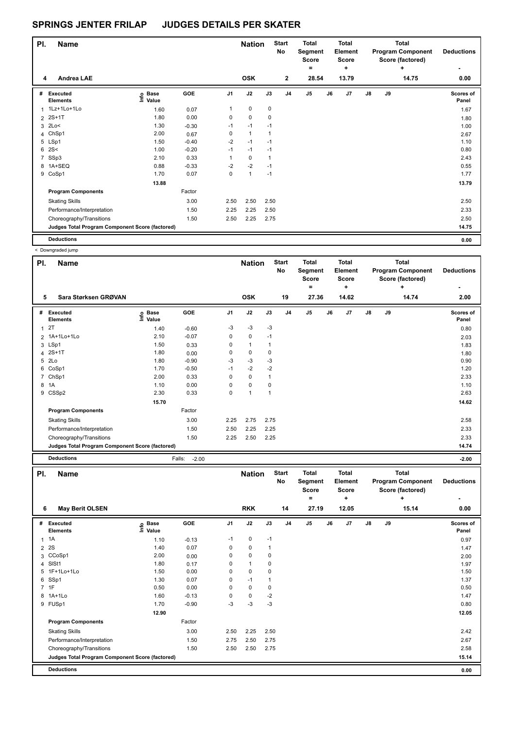# SPRINGS JENTER FRILAP JUDGES DETAILS PER SKATER

| Pl. | Name | | | Nation | | Start No | Total Segment Score = | Total Element Score + | Total Program Component Score (factored) + | Deductions - |
|---|---|---|---|---|---|---|---|---|---|---|
| 4 | Andrea LAE | | | OSK | | 2 | 28.54 | 13.79 | 14.75 | 0.00 |

| # | Executed Elements | Info | Base Value | GOE | J1 | J2 | J3 | J4 | J5 | J6 | J7 | J8 | J9 | Scores of Panel |
|---|---|---|---|---|---|---|---|---|---|---|---|---|---|---|
| 1 | 1Lz+1Lo+1Lo | | 1.60 | 0.07 | 1 | 0 | 0 | | | | | | | 1.67 |
| 2 | 2S+1T | | 1.80 | 0.00 | 0 | 0 | 0 | | | | | | | 1.80 |
| 3 | 2Lo< | | 1.30 | -0.30 | -1 | -1 | -1 | | | | | | | 1.00 |
| 4 | ChSp1 | | 2.00 | 0.67 | 0 | 1 | 1 | | | | | | | 2.67 |
| 5 | LSp1 | | 1.50 | -0.40 | -2 | -1 | -1 | | | | | | | 1.10 |
| 6 | 2S< | | 1.00 | -0.20 | -1 | -1 | -1 | | | | | | | 0.80 |
| 7 | SSp3 | | 2.10 | 0.33 | 1 | 0 | 1 | | | | | | | 2.43 |
| 8 | 1A+SEQ | | 0.88 | -0.33 | -2 | -2 | -1 | | | | | | | 0.55 |
| 9 | CoSp1 | | 1.70 | 0.07 | 0 | 1 | -1 | | | | | | | 1.77 |
| | | | 13.88 | | | | | | | | | | | 13.79 |
| | **Program Components** | | | Factor | | | | | | | | | | |
| | Skating Skills | | | 3.00 | 2.50 | 2.50 | 2.50 | | | | | | | 2.50 |
| | Performance/Interpretation | | | 1.50 | 2.25 | 2.25 | 2.50 | | | | | | | 2.33 |
| | Choreography/Transitions | | | 1.50 | 2.50 | 2.25 | 2.75 | | | | | | | 2.50 |
| | **Judges Total Program Component Score (factored)** | | | | | | | | | | | | | 14.75 |
| | **Deductions** | | | | | | | | | | | | | 0.00 |

< Downgraded jump

| Pl. | Name | | | Nation | | Start No | Total Segment Score = | Total Element Score + | Total Program Component Score (factored) + | Deductions - |
|---|---|---|---|---|---|---|---|---|---|---|
| 5 | Sara Størksen GRØVAN | | | OSK | | 19 | 27.36 | 14.62 | 14.74 | 2.00 |

| # | Executed Elements | Info | Base Value | GOE | J1 | J2 | J3 | J4 | J5 | J6 | J7 | J8 | J9 | Scores of Panel |
|---|---|---|---|---|---|---|---|---|---|---|---|---|---|---|
| 1 | 2T | | 1.40 | -0.60 | -3 | -3 | -3 | | | | | | | 0.80 |
| 2 | 1A+1Lo+1Lo | | 2.10 | -0.07 | 0 | 0 | -1 | | | | | | | 2.03 |
| 3 | LSp1 | | 1.50 | 0.33 | 0 | 1 | 1 | | | | | | | 1.83 |
| 4 | 2S+1T | | 1.80 | 0.00 | 0 | 0 | 0 | | | | | | | 1.80 |
| 5 | 2Lo | | 1.80 | -0.90 | -3 | -3 | -3 | | | | | | | 0.90 |
| 6 | CoSp1 | | 1.70 | -0.50 | -1 | -2 | -2 | | | | | | | 1.20 |
| 7 | ChSp1 | | 2.00 | 0.33 | 0 | 0 | 1 | | | | | | | 2.33 |
| 8 | 1A | | 1.10 | 0.00 | 0 | 0 | 0 | | | | | | | 1.10 |
| 9 | CSSp2 | | 2.30 | 0.33 | 0 | 1 | 1 | | | | | | | 2.63 |
| | | | 15.70 | | | | | | | | | | | 14.62 |
| | **Program Components** | | | Factor | | | | | | | | | | |
| | Skating Skills | | | 3.00 | 2.25 | 2.75 | 2.75 | | | | | | | 2.58 |
| | Performance/Interpretation | | | 1.50 | 2.50 | 2.25 | 2.25 | | | | | | | 2.33 |
| | Choreography/Transitions | | | 1.50 | 2.25 | 2.50 | 2.25 | | | | | | | 2.33 |
| | **Judges Total Program Component Score (factored)** | | | | | | | | | | | | | 14.74 |
| | **Deductions** | | | Falls: -2.00 | | | | | | | | | | -2.00 |

| Pl. | Name | | | Nation | | Start No | Total Segment Score = | Total Element Score + | Total Program Component Score (factored) + | Deductions - |
|---|---|---|---|---|---|---|---|---|---|---|
| 6 | May Berit OLSEN | | | RKK | | 14 | 27.19 | 12.05 | 15.14 | 0.00 |

| # | Executed Elements | Info | Base Value | GOE | J1 | J2 | J3 | J4 | J5 | J6 | J7 | J8 | J9 | Scores of Panel |
|---|---|---|---|---|---|---|---|---|---|---|---|---|---|---|
| 1 | 1A | | 1.10 | -0.13 | -1 | 0 | -1 | | | | | | | 0.97 |
| 2 | 2S | | 1.40 | 0.07 | 0 | 0 | 1 | | | | | | | 1.47 |
| 3 | CCoSp1 | | 2.00 | 0.00 | 0 | 0 | 0 | | | | | | | 2.00 |
| 4 | SlSt1 | | 1.80 | 0.17 | 0 | 1 | 0 | | | | | | | 1.97 |
| 5 | 1F+1Lo+1Lo | | 1.50 | 0.00 | 0 | 0 | 0 | | | | | | | 1.50 |
| 6 | SSp1 | | 1.30 | 0.07 | 0 | -1 | 1 | | | | | | | 1.37 |
| 7 | 1F | | 0.50 | 0.00 | 0 | 0 | 0 | | | | | | | 0.50 |
| 8 | 1A+1Lo | | 1.60 | -0.13 | 0 | 0 | -2 | | | | | | | 1.47 |
| 9 | FUSp1 | | 1.70 | -0.90 | -3 | -3 | -3 | | | | | | | 0.80 |
| | | | 12.90 | | | | | | | | | | | 12.05 |
| | **Program Components** | | | Factor | | | | | | | | | | |
| | Skating Skills | | | 3.00 | 2.50 | 2.25 | 2.50 | | | | | | | 2.42 |
| | Performance/Interpretation | | | 1.50 | 2.75 | 2.50 | 2.75 | | | | | | | 2.67 |
| | Choreography/Transitions | | | 1.50 | 2.50 | 2.50 | 2.75 | | | | | | | 2.58 |
| | **Judges Total Program Component Score (factored)** | | | | | | | | | | | | | 15.14 |
| | **Deductions** | | | | | | | | | | | | | 0.00 |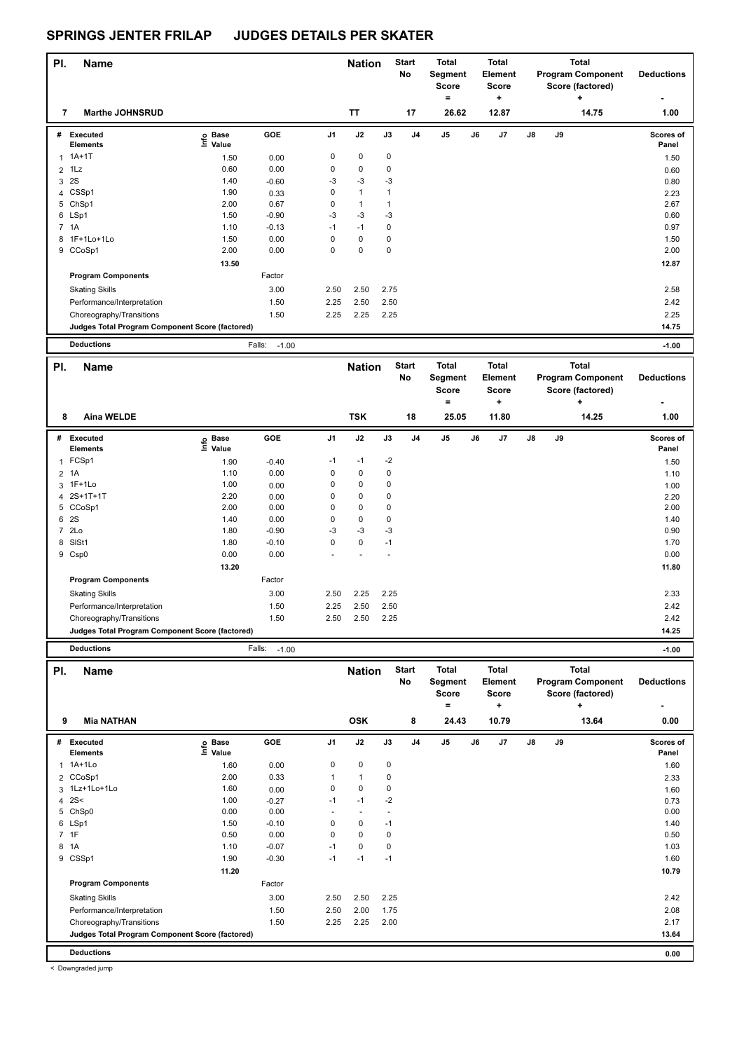# SPRINGS JENTER FRILAP JUDGES DETAILS PER SKATER

| Pl. | Name | Nation | Start No | Total Segment Score = | Total Element Score + | Total Program Component Score (factored) + | Deductions - |
|---|---|---|---|---|---|---|---|
| 7 | Marthe JOHNSRUD | TT | 17 | 26.62 | 12.87 | 14.75 | 1.00 |

| # | Executed Elements | Info | Base Value | GOE | J1 | J2 | J3 | J4 | J5 | J6 | J7 | J8 | J9 | Scores of Panel |
|---|---|---|---|---|---|---|---|---|---|---|---|---|---|---|
| 1 | 1A+1T | | 1.50 | 0.00 | 0 | 0 | 0 | | | | | | | 1.50 |
| 2 | 1Lz | | 0.60 | 0.00 | 0 | 0 | 0 | | | | | | | 0.60 |
| 3 | 2S | | 1.40 | -0.60 | -3 | -3 | -3 | | | | | | | 0.80 |
| 4 | CSSp1 | | 1.90 | 0.33 | 0 | 1 | 1 | | | | | | | 2.23 |
| 5 | ChSp1 | | 2.00 | 0.67 | 0 | 1 | 1 | | | | | | | 2.67 |
| 6 | LSp1 | | 1.50 | -0.90 | -3 | -3 | -3 | | | | | | | 0.60 |
| 7 | 1A | | 1.10 | -0.13 | -1 | -1 | 0 | | | | | | | 0.97 |
| 8 | 1F+1Lo+1Lo | | 1.50 | 0.00 | 0 | 0 | 0 | | | | | | | 1.50 |
| 9 | CCoSp1 | | 2.00 | 0.00 | 0 | 0 | 0 | | | | | | | 2.00 |
| | | | 13.50 | | | | | | | | | | | 12.87 |
| | Program Components | | | Factor | | | | | | | | | | |
| | Skating Skills | | | 3.00 | 2.50 | 2.50 | 2.75 | | | | | | | 2.58 |
| | Performance/Interpretation | | | 1.50 | 2.25 | 2.50 | 2.50 | | | | | | | 2.42 |
| | Choreography/Transitions | | | 1.50 | 2.25 | 2.25 | 2.25 | | | | | | | 2.25 |
| | Judges Total Program Component Score (factored) | | | | | | | | | | | | | 14.75 |
| | Deductions | | | Falls: -1.00 | | | | | | | | | | -1.00 |

| Pl. | Name | Nation | Start No | Total Segment Score = | Total Element Score + | Total Program Component Score (factored) + | Deductions - |
|---|---|---|---|---|---|---|---|
| 8 | Aina WELDE | TSK | 18 | 25.05 | 11.80 | 14.25 | 1.00 |

| # | Executed Elements | Info | Base Value | GOE | J1 | J2 | J3 | J4 | J5 | J6 | J7 | J8 | J9 | Scores of Panel |
|---|---|---|---|---|---|---|---|---|---|---|---|---|---|---|
| 1 | FCSp1 | | 1.90 | -0.40 | -1 | -1 | -2 | | | | | | | 1.50 |
| 2 | 1A | | 1.10 | 0.00 | 0 | 0 | 0 | | | | | | | 1.10 |
| 3 | 1F+1Lo | | 1.00 | 0.00 | 0 | 0 | 0 | | | | | | | 1.00 |
| 4 | 2S+1T+1T | | 2.20 | 0.00 | 0 | 0 | 0 | | | | | | | 2.20 |
| 5 | CCoSp1 | | 2.00 | 0.00 | 0 | 0 | 0 | | | | | | | 2.00 |
| 6 | 2S | | 1.40 | 0.00 | 0 | 0 | 0 | | | | | | | 1.40 |
| 7 | 2Lo | | 1.80 | -0.90 | -3 | -3 | -3 | | | | | | | 0.90 |
| 8 | SlSt1 | | 1.80 | -0.10 | 0 | 0 | -1 | | | | | | | 1.70 |
| 9 | Csp0 | | 0.00 | 0.00 | - | - | - | | | | | | | 0.00 |
| | | | 13.20 | | | | | | | | | | | 11.80 |
| | Program Components | | | Factor | | | | | | | | | | |
| | Skating Skills | | | 3.00 | 2.50 | 2.25 | 2.25 | | | | | | | 2.33 |
| | Performance/Interpretation | | | 1.50 | 2.25 | 2.50 | 2.50 | | | | | | | 2.42 |
| | Choreography/Transitions | | | 1.50 | 2.50 | 2.50 | 2.25 | | | | | | | 2.42 |
| | Judges Total Program Component Score (factored) | | | | | | | | | | | | | 14.25 |
| | Deductions | | | Falls: -1.00 | | | | | | | | | | -1.00 |

| Pl. | Name | Nation | Start No | Total Segment Score = | Total Element Score + | Total Program Component Score (factored) + | Deductions - |
|---|---|---|---|---|---|---|---|
| 9 | Mia NATHAN | OSK | 8 | 24.43 | 10.79 | 13.64 | 0.00 |

| # | Executed Elements | Info | Base Value | GOE | J1 | J2 | J3 | J4 | J5 | J6 | J7 | J8 | J9 | Scores of Panel |
|---|---|---|---|---|---|---|---|---|---|---|---|---|---|---|
| 1 | 1A+1Lo | | 1.60 | 0.00 | 0 | 0 | 0 | | | | | | | 1.60 |
| 2 | CCoSp1 | | 2.00 | 0.33 | 1 | 1 | 0 | | | | | | | 2.33 |
| 3 | 1Lz+1Lo+1Lo | | 1.60 | 0.00 | 0 | 0 | 0 | | | | | | | 1.60 |
| 4 | 2S< | < | 1.00 | -0.27 | -1 | -1 | -2 | | | | | | | 0.73 |
| 5 | ChSp0 | | 0.00 | 0.00 | - | - | - | | | | | | | 0.00 |
| 6 | LSp1 | | 1.50 | -0.10 | 0 | 0 | -1 | | | | | | | 1.40 |
| 7 | 1F | | 0.50 | 0.00 | 0 | 0 | 0 | | | | | | | 0.50 |
| 8 | 1A | | 1.10 | -0.07 | -1 | 0 | 0 | | | | | | | 1.03 |
| 9 | CSSp1 | | 1.90 | -0.30 | -1 | -1 | -1 | | | | | | | 1.60 |
| | | | 11.20 | | | | | | | | | | | 10.79 |
| | Program Components | | | Factor | | | | | | | | | | |
| | Skating Skills | | | 3.00 | 2.50 | 2.50 | 2.25 | | | | | | | 2.42 |
| | Performance/Interpretation | | | 1.50 | 2.50 | 2.00 | 1.75 | | | | | | | 2.08 |
| | Choreography/Transitions | | | 1.50 | 2.25 | 2.25 | 2.00 | | | | | | | 2.17 |
| | Judges Total Program Component Score (factored) | | | | | | | | | | | | | 13.64 |
| | Deductions | | | | | | | | | | | | | 0.00 |

< Downgraded jump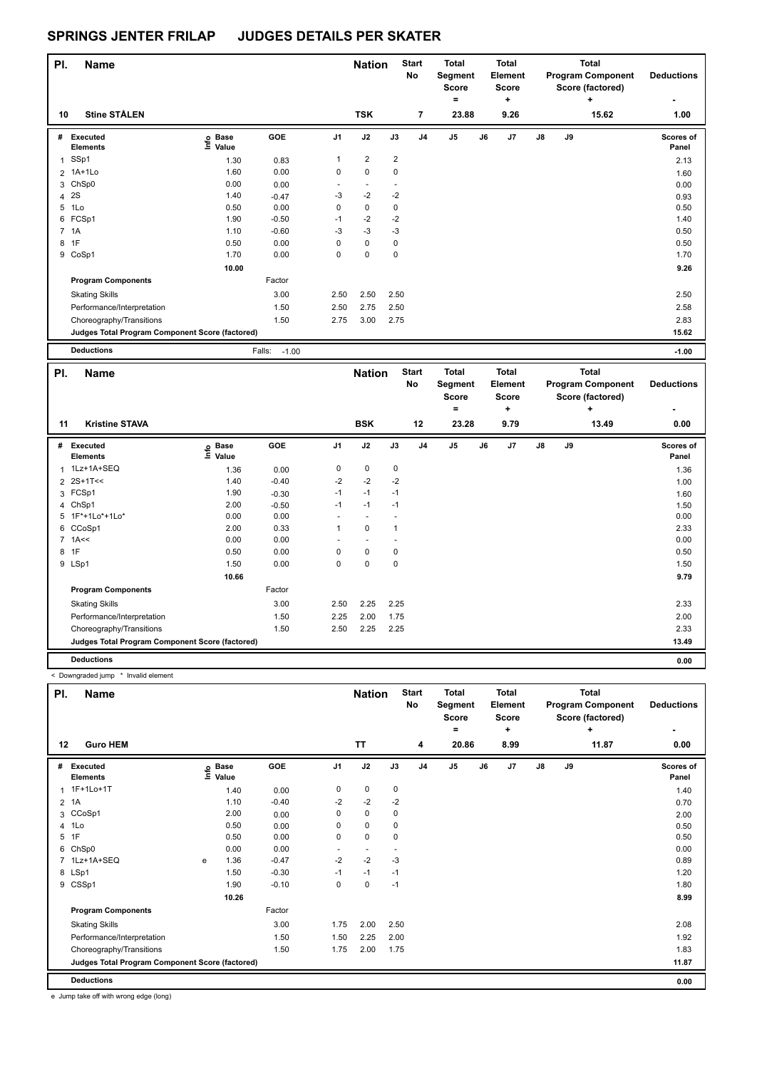# SPRINGS JENTER FRILAP JUDGES DETAILS PER SKATER

| Pl. | Name | Nation | Start No | Total Segment Score = | Total Element Score + | Total Program Component Score (factored) + | Deductions - |
|---|---|---|---|---|---|---|---|
| 10 | Stine STÅLEN | TSK | 7 | 23.88 | 9.26 | 15.62 | 1.00 |

| # | Executed Elements | Info | Base Value | GOE | J1 | J2 | J3 | J4 | J5 | J6 | J7 | J8 | J9 | Scores of Panel |
|---|---|---|---|---|---|---|---|---|---|---|---|---|---|---|
| 1 | SSp1 | | 1.30 | 0.83 | 1 | 2 | 2 | | | | | | | 2.13 |
| 2 | 1A+1Lo | | 1.60 | 0.00 | 0 | 0 | 0 | | | | | | | 1.60 |
| 3 | ChSp0 | | 0.00 | 0.00 | - | - | - | | | | | | | 0.00 |
| 4 | 2S | | 1.40 | -0.47 | -3 | -2 | -2 | | | | | | | 0.93 |
| 5 | 1Lo | | 0.50 | 0.00 | 0 | 0 | 0 | | | | | | | 0.50 |
| 6 | FCSp1 | | 1.90 | -0.50 | -1 | -2 | -2 | | | | | | | 1.40 |
| 7 | 1A | | 1.10 | -0.60 | -3 | -3 | -3 | | | | | | | 0.50 |
| 8 | 1F | | 0.50 | 0.00 | 0 | 0 | 0 | | | | | | | 0.50 |
| 9 | CoSp1 | | 1.70 | 0.00 | 0 | 0 | 0 | | | | | | | 1.70 |
| | | | 10.00 | | | | | | | | | | | 9.26 |
| | **Program Components** | | | Factor | | | | | | | | | | |
| | Skating Skills | | | 3.00 | 2.50 | 2.50 | 2.50 | | | | | | | 2.50 |
| | Performance/Interpretation | | | 1.50 | 2.50 | 2.75 | 2.50 | | | | | | | 2.58 |
| | Choreography/Transitions | | | 1.50 | 2.75 | 3.00 | 2.75 | | | | | | | 2.83 |
| | Judges Total Program Component Score (factored) | | | | | | | | | | | | | 15.62 |
| | **Deductions** | | | Falls: -1.00 | | | | | | | | | | -1.00 |

| Pl. | Name | Nation | Start No | Total Segment Score = | Total Element Score + | Total Program Component Score (factored) + | Deductions - |
|---|---|---|---|---|---|---|---|
| 11 | Kristine STAVA | BSK | 12 | 23.28 | 9.79 | 13.49 | 0.00 |

| # | Executed Elements | Info | Base Value | GOE | J1 | J2 | J3 | J4 | J5 | J6 | J7 | J8 | J9 | Scores of Panel |
|---|---|---|---|---|---|---|---|---|---|---|---|---|---|---|
| 1 | 1Lz+1A+SEQ | | 1.36 | 0.00 | 0 | 0 | 0 | | | | | | | 1.36 |
| 2 | 2S+1T<< | | 1.40 | -0.40 | -2 | -2 | -2 | | | | | | | 1.00 |
| 3 | FCSp1 | | 1.90 | -0.30 | -1 | -1 | -1 | | | | | | | 1.60 |
| 4 | ChSp1 | | 2.00 | -0.50 | -1 | -1 | -1 | | | | | | | 1.50 |
| 5 | 1F*+1Lo*+1Lo* | | 0.00 | 0.00 | - | - | - | | | | | | | 0.00 |
| 6 | CCoSp1 | | 2.00 | 0.33 | 1 | 0 | 1 | | | | | | | 2.33 |
| 7 | 1A<< | | 0.00 | 0.00 | - | - | - | | | | | | | 0.00 |
| 8 | 1F | | 0.50 | 0.00 | 0 | 0 | 0 | | | | | | | 0.50 |
| 9 | LSp1 | | 1.50 | 0.00 | 0 | 0 | 0 | | | | | | | 1.50 |
| | | | 10.66 | | | | | | | | | | | 9.79 |
| | **Program Components** | | | Factor | | | | | | | | | | |
| | Skating Skills | | | 3.00 | 2.50 | 2.25 | 2.25 | | | | | | | 2.33 |
| | Performance/Interpretation | | | 1.50 | 2.25 | 2.00 | 1.75 | | | | | | | 2.00 |
| | Choreography/Transitions | | | 1.50 | 2.50 | 2.25 | 2.25 | | | | | | | 2.33 |
| | Judges Total Program Component Score (factored) | | | | | | | | | | | | | 13.49 |
| | **Deductions** | | | | | | | | | | | | | 0.00 |

< Downgraded jump * Invalid element

| Pl. | Name | Nation | Start No | Total Segment Score = | Total Element Score + | Total Program Component Score (factored) + | Deductions - |
|---|---|---|---|---|---|---|---|
| 12 | Guro HEM | TT | 4 | 20.86 | 8.99 | 11.87 | 0.00 |

| # | Executed Elements | Info | Base Value | GOE | J1 | J2 | J3 | J4 | J5 | J6 | J7 | J8 | J9 | Scores of Panel |
|---|---|---|---|---|---|---|---|---|---|---|---|---|---|---|
| 1 | 1F+1Lo+1T | | 1.40 | 0.00 | 0 | 0 | 0 | | | | | | | 1.40 |
| 2 | 1A | | 1.10 | -0.40 | -2 | -2 | -2 | | | | | | | 0.70 |
| 3 | CCoSp1 | | 2.00 | 0.00 | 0 | 0 | 0 | | | | | | | 2.00 |
| 4 | 1Lo | | 0.50 | 0.00 | 0 | 0 | 0 | | | | | | | 0.50 |
| 5 | 1F | | 0.50 | 0.00 | 0 | 0 | 0 | | | | | | | 0.50 |
| 6 | ChSp0 | | 0.00 | 0.00 | - | - | - | | | | | | | 0.00 |
| 7 | 1Lz+1A+SEQ | e | 1.36 | -0.47 | -2 | -2 | -3 | | | | | | | 0.89 |
| 8 | LSp1 | | 1.50 | -0.30 | -1 | -1 | -1 | | | | | | | 1.20 |
| 9 | CSSp1 | | 1.90 | -0.10 | 0 | 0 | -1 | | | | | | | 1.80 |
| | | | 10.26 | | | | | | | | | | | 8.99 |
| | **Program Components** | | | Factor | | | | | | | | | | |
| | Skating Skills | | | 3.00 | 1.75 | 2.00 | 2.50 | | | | | | | 2.08 |
| | Performance/Interpretation | | | 1.50 | 1.50 | 2.25 | 2.00 | | | | | | | 1.92 |
| | Choreography/Transitions | | | 1.50 | 1.75 | 2.00 | 1.75 | | | | | | | 1.83 |
| | Judges Total Program Component Score (factored) | | | | | | | | | | | | | 11.87 |
| | **Deductions** | | | | | | | | | | | | | 0.00 |

e Jump take off with wrong edge (long)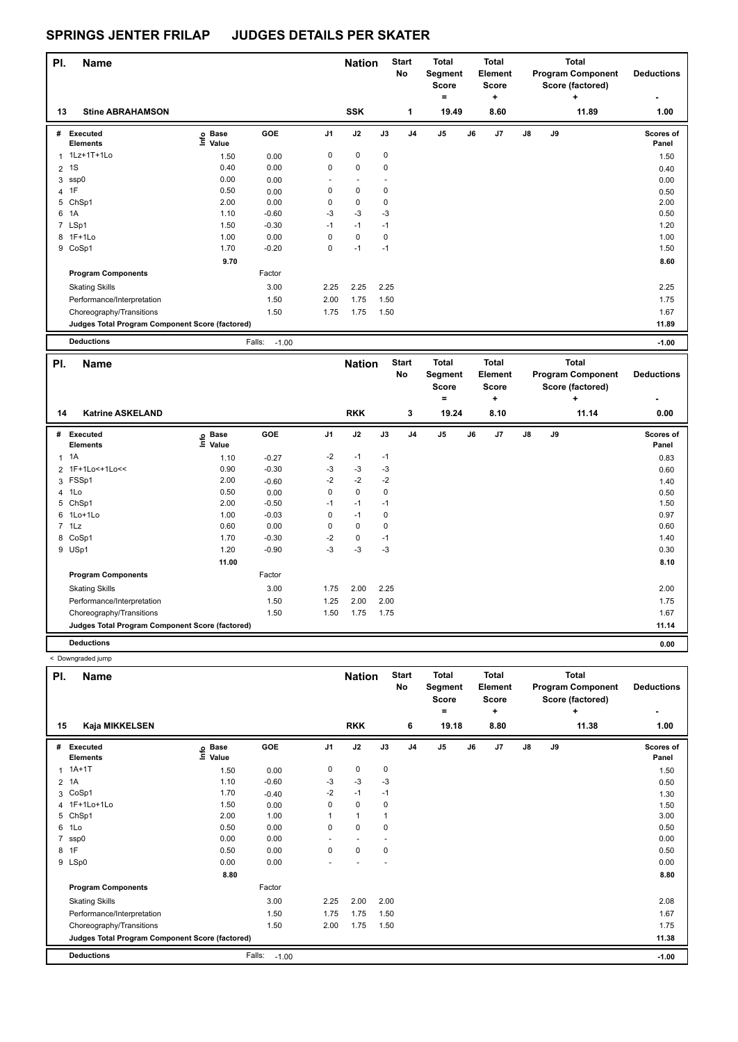# SPRINGS JENTER FRILAP JUDGES DETAILS PER SKATER

| Pl. | Name | | Nation | Start No | Total Segment Score = | Total Element Score + | Total Program Component Score (factored) + | Deductions - |
|---|---|---|---|---|---|---|---|---|
| 13 | Stine ABRAHAMSON | | SSK | 1 | 19.49 | 8.60 | 11.89 | 1.00 |

| # | Executed Elements | Info | Base Value | GOE | J1 | J2 | J3 | J4 | J5 | J6 | J7 | J8 | J9 | Scores of Panel |
|---|---|---|---|---|---|---|---|---|---|---|---|---|---|---|
| 1 | 1Lz+1T+1Lo | | 1.50 | 0.00 | 0 | 0 | 0 | | | | | | | 1.50 |
| 2 | 1S | | 0.40 | 0.00 | 0 | 0 | 0 | | | | | | | 0.40 |
| 3 | ssp0 | | 0.00 | 0.00 | - | - | - | | | | | | | 0.00 |
| 4 | 1F | | 0.50 | 0.00 | 0 | 0 | 0 | | | | | | | 0.50 |
| 5 | ChSp1 | | 2.00 | 0.00 | 0 | 0 | 0 | | | | | | | 2.00 |
| 6 | 1A | | 1.10 | -0.60 | -3 | -3 | -3 | | | | | | | 0.50 |
| 7 | LSp1 | | 1.50 | -0.30 | -1 | -1 | -1 | | | | | | | 1.20 |
| 8 | 1F+1Lo | | 1.00 | 0.00 | 0 | 0 | 0 | | | | | | | 1.00 |
| 9 | CoSp1 | | 1.70 | -0.20 | 0 | -1 | -1 | | | | | | | 1.50 |
| | | | 9.70 | | | | | | | | | | | 8.60 |
| | Program Components | | | Factor | | | | | | | | | | |
| | Skating Skills | | | 3.00 | 2.25 | 2.25 | 2.25 | | | | | | | 2.25 |
| | Performance/Interpretation | | | 1.50 | 2.00 | 1.75 | 1.50 | | | | | | | 1.75 |
| | Choreography/Transitions | | | 1.50 | 1.75 | 1.75 | 1.50 | | | | | | | 1.67 |
| | Judges Total Program Component Score (factored) | | | | | | | | | | | | | 11.89 |
| | Deductions | | | Falls: -1.00 | | | | | | | | | | -1.00 |

| Pl. | Name | | Nation | Start No | Total Segment Score = | Total Element Score + | Total Program Component Score (factored) + | Deductions - |
|---|---|---|---|---|---|---|---|---|
| 14 | Katrine ASKELAND | | RKK | 3 | 19.24 | 8.10 | 11.14 | 0.00 |

| # | Executed Elements | Info | Base Value | GOE | J1 | J2 | J3 | J4 | J5 | J6 | J7 | J8 | J9 | Scores of Panel |
|---|---|---|---|---|---|---|---|---|---|---|---|---|---|---|
| 1 | 1A | | 1.10 | -0.27 | -2 | -1 | -1 | | | | | | | 0.83 |
| 2 | 1F+1Lo<+1Lo<< | | 0.90 | -0.30 | -3 | -3 | -3 | | | | | | | 0.60 |
| 3 | FSSp1 | | 2.00 | -0.60 | -2 | -2 | -2 | | | | | | | 1.40 |
| 4 | 1Lo | | 0.50 | 0.00 | 0 | 0 | 0 | | | | | | | 0.50 |
| 5 | ChSp1 | | 2.00 | -0.50 | -1 | -1 | -1 | | | | | | | 1.50 |
| 6 | 1Lo+1Lo | | 1.00 | -0.03 | 0 | -1 | 0 | | | | | | | 0.97 |
| 7 | 1Lz | | 0.60 | 0.00 | 0 | 0 | 0 | | | | | | | 0.60 |
| 8 | CoSp1 | | 1.70 | -0.30 | -2 | 0 | -1 | | | | | | | 1.40 |
| 9 | USp1 | | 1.20 | -0.90 | -3 | -3 | -3 | | | | | | | 0.30 |
| | | | 11.00 | | | | | | | | | | | 8.10 |
| | Program Components | | | Factor | | | | | | | | | | |
| | Skating Skills | | | 3.00 | 1.75 | 2.00 | 2.25 | | | | | | | 2.00 |
| | Performance/Interpretation | | | 1.50 | 1.25 | 2.00 | 2.00 | | | | | | | 1.75 |
| | Choreography/Transitions | | | 1.50 | 1.50 | 1.75 | 1.75 | | | | | | | 1.67 |
| | Judges Total Program Component Score (factored) | | | | | | | | | | | | | 11.14 |
| | Deductions | | | | | | | | | | | | | 0.00 |

< Downgraded jump

| Pl. | Name | | Nation | Start No | Total Segment Score = | Total Element Score + | Total Program Component Score (factored) + | Deductions - |
|---|---|---|---|---|---|---|---|---|
| 15 | Kaja MIKKELSEN | | RKK | 6 | 19.18 | 8.80 | 11.38 | 1.00 |

| # | Executed Elements | Info | Base Value | GOE | J1 | J2 | J3 | J4 | J5 | J6 | J7 | J8 | J9 | Scores of Panel |
|---|---|---|---|---|---|---|---|---|---|---|---|---|---|---|
| 1 | 1A+1T | | 1.50 | 0.00 | 0 | 0 | 0 | | | | | | | 1.50 |
| 2 | 1A | | 1.10 | -0.60 | -3 | -3 | -3 | | | | | | | 0.50 |
| 3 | CoSp1 | | 1.70 | -0.40 | -2 | -1 | -1 | | | | | | | 1.30 |
| 4 | 1F+1Lo+1Lo | | 1.50 | 0.00 | 0 | 0 | 0 | | | | | | | 1.50 |
| 5 | ChSp1 | | 2.00 | 1.00 | 1 | 1 | 1 | | | | | | | 3.00 |
| 6 | 1Lo | | 0.50 | 0.00 | 0 | 0 | 0 | | | | | | | 0.50 |
| 7 | ssp0 | | 0.00 | 0.00 | - | - | - | | | | | | | 0.00 |
| 8 | 1F | | 0.50 | 0.00 | 0 | 0 | 0 | | | | | | | 0.50 |
| 9 | LSp0 | | 0.00 | 0.00 | - | - | - | | | | | | | 0.00 |
| | | | 8.80 | | | | | | | | | | | 8.80 |
| | Program Components | | | Factor | | | | | | | | | | |
| | Skating Skills | | | 3.00 | 2.25 | 2.00 | 2.00 | | | | | | | 2.08 |
| | Performance/Interpretation | | | 1.50 | 1.75 | 1.75 | 1.50 | | | | | | | 1.67 |
| | Choreography/Transitions | | | 1.50 | 2.00 | 1.75 | 1.50 | | | | | | | 1.75 |
| | Judges Total Program Component Score (factored) | | | | | | | | | | | | | 11.38 |
| | Deductions | | | Falls: -1.00 | | | | | | | | | | -1.00 |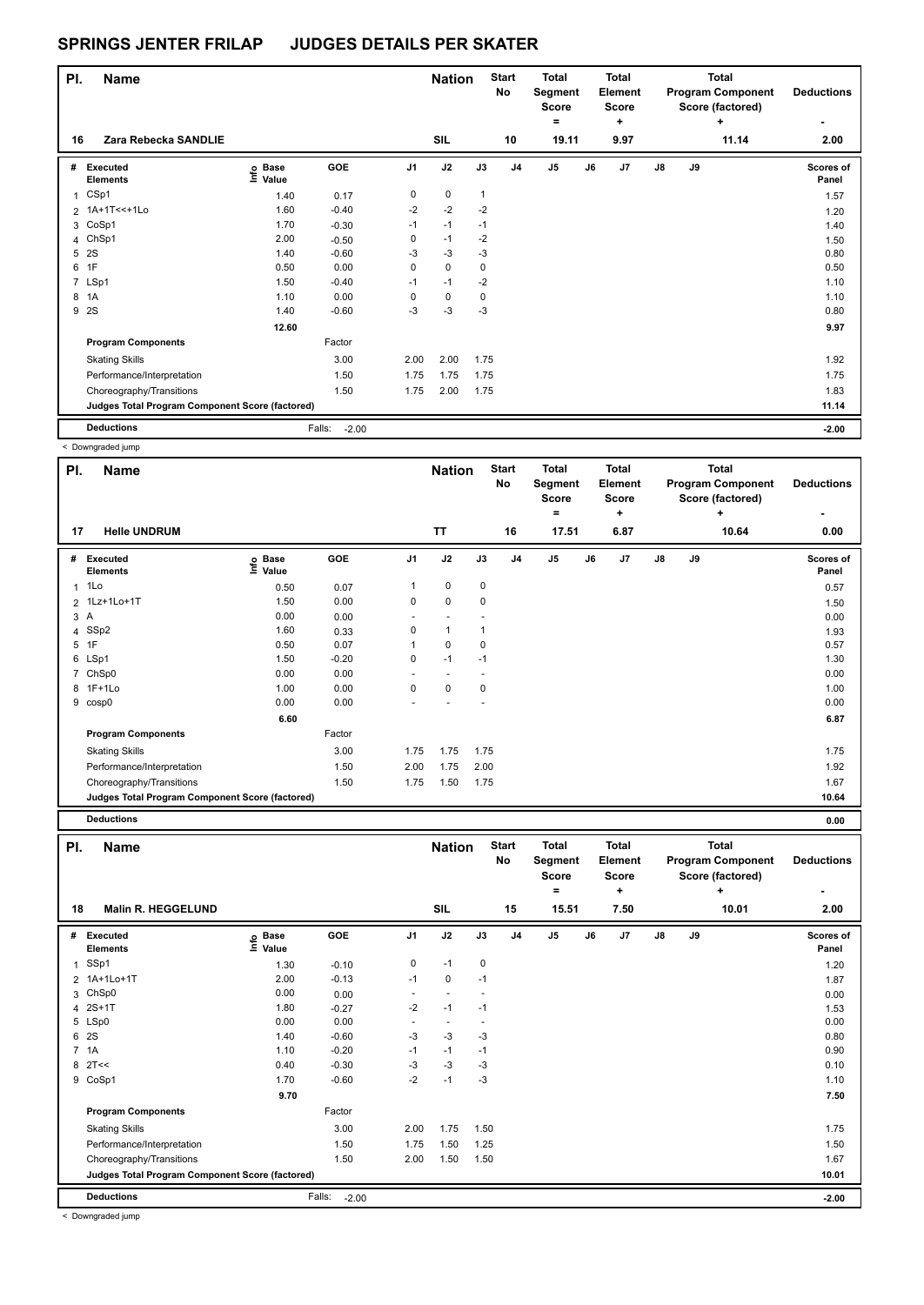# SPRINGS JENTER FRILAP JUDGES DETAILS PER SKATER

| Pl. | Name | Nation | Start No | Total Segment Score = | Total Element Score + | Total Program Component Score (factored) + | Deductions - |
|---|---|---|---|---|---|---|---|
| 16 | Zara Rebecka SANDLIE | SIL | 10 | 19.11 | 9.97 | 11.14 | 2.00 |

| # | Executed Elements | Info | Base Value | GOE | J1 | J2 | J3 | J4 | J5 | J6 | J7 | J8 | J9 | Scores of Panel |
|---|---|---|---|---|---|---|---|---|---|---|---|---|---|---|
| 1 | CSp1 | | 1.40 | 0.17 | 0 | 0 | 1 | | | | | | | 1.57 |
| 2 | 1A+1T<<+1Lo | | 1.60 | -0.40 | -2 | -2 | -2 | | | | | | | 1.20 |
| 3 | CoSp1 | | 1.70 | -0.30 | -1 | -1 | -1 | | | | | | | 1.40 |
| 4 | ChSp1 | | 2.00 | -0.50 | 0 | -1 | -2 | | | | | | | 1.50 |
| 5 | 2S | | 1.40 | -0.60 | -3 | -3 | -3 | | | | | | | 0.80 |
| 6 | 1F | | 0.50 | 0.00 | 0 | 0 | 0 | | | | | | | 0.50 |
| 7 | LSp1 | | 1.50 | -0.40 | -1 | -1 | -2 | | | | | | | 1.10 |
| 8 | 1A | | 1.10 | 0.00 | 0 | 0 | 0 | | | | | | | 1.10 |
| 9 | 2S | | 1.40 | -0.60 | -3 | -3 | -3 | | | | | | | 0.80 |
| | | | 12.60 | | | | | | | | | | | 9.97 |
| | **Program Components** | | | Factor | | | | | | | | | | |
| | Skating Skills | | | 3.00 | 2.00 | 2.00 | 1.75 | | | | | | | 1.92 |
| | Performance/Interpretation | | | 1.50 | 1.75 | 1.75 | 1.75 | | | | | | | 1.75 |
| | Choreography/Transitions | | | 1.50 | 1.75 | 2.00 | 1.75 | | | | | | | 1.83 |
| | Judges Total Program Component Score (factored) | | | | | | | | | | | | | 11.14 |
| | **Deductions** | | | Falls: -2.00 | | | | | | | | | | -2.00 |

< Downgraded jump

| Pl. | Name | Nation | Start No | Total Segment Score = | Total Element Score + | Total Program Component Score (factored) + | Deductions - |
|---|---|---|---|---|---|---|---|
| 17 | Helle UNDRUM | TT | 16 | 17.51 | 6.87 | 10.64 | 0.00 |

| # | Executed Elements | Info | Base Value | GOE | J1 | J2 | J3 | J4 | J5 | J6 | J7 | J8 | J9 | Scores of Panel |
|---|---|---|---|---|---|---|---|---|---|---|---|---|---|---|
| 1 | 1Lo | | 0.50 | 0.07 | 1 | 0 | 0 | | | | | | | 0.57 |
| 2 | 1Lz+1Lo+1T | | 1.50 | 0.00 | 0 | 0 | 0 | | | | | | | 1.50 |
| 3 | A | | 0.00 | 0.00 | - | - | - | | | | | | | 0.00 |
| 4 | SSp2 | | 1.60 | 0.33 | 0 | 1 | 1 | | | | | | | 1.93 |
| 5 | 1F | | 0.50 | 0.07 | 1 | 0 | 0 | | | | | | | 0.57 |
| 6 | LSp1 | | 1.50 | -0.20 | 0 | -1 | -1 | | | | | | | 1.30 |
| 7 | ChSp0 | | 0.00 | 0.00 | - | - | - | | | | | | | 0.00 |
| 8 | 1F+1Lo | | 1.00 | 0.00 | 0 | 0 | 0 | | | | | | | 1.00 |
| 9 | cosp0 | | 0.00 | 0.00 | - | - | - | | | | | | | 0.00 |
| | | | 6.60 | | | | | | | | | | | 6.87 |
| | **Program Components** | | | Factor | | | | | | | | | | |
| | Skating Skills | | | 3.00 | 1.75 | 1.75 | 1.75 | | | | | | | 1.75 |
| | Performance/Interpretation | | | 1.50 | 2.00 | 1.75 | 2.00 | | | | | | | 1.92 |
| | Choreography/Transitions | | | 1.50 | 1.75 | 1.50 | 1.75 | | | | | | | 1.67 |
| | Judges Total Program Component Score (factored) | | | | | | | | | | | | | 10.64 |
| | **Deductions** | | | | | | | | | | | | | 0.00 |

| Pl. | Name | Nation | Start No | Total Segment Score = | Total Element Score + | Total Program Component Score (factored) + | Deductions - |
|---|---|---|---|---|---|---|---|
| 18 | Malin R. HEGGELUND | SIL | 15 | 15.51 | 7.50 | 10.01 | 2.00 |

| # | Executed Elements | Info | Base Value | GOE | J1 | J2 | J3 | J4 | J5 | J6 | J7 | J8 | J9 | Scores of Panel |
|---|---|---|---|---|---|---|---|---|---|---|---|---|---|---|
| 1 | SSp1 | | 1.30 | -0.10 | 0 | -1 | 0 | | | | | | | 1.20 |
| 2 | 1A+1Lo+1T | | 2.00 | -0.13 | -1 | 0 | -1 | | | | | | | 1.87 |
| 3 | ChSp0 | | 0.00 | 0.00 | - | - | - | | | | | | | 0.00 |
| 4 | 2S+1T | | 1.80 | -0.27 | -2 | -1 | -1 | | | | | | | 1.53 |
| 5 | LSp0 | | 0.00 | 0.00 | - | - | - | | | | | | | 0.00 |
| 6 | 2S | | 1.40 | -0.60 | -3 | -3 | -3 | | | | | | | 0.80 |
| 7 | 1A | | 1.10 | -0.20 | -1 | -1 | -1 | | | | | | | 0.90 |
| 8 | 2T<< | | 0.40 | -0.30 | -3 | -3 | -3 | | | | | | | 0.10 |
| 9 | CoSp1 | | 1.70 | -0.60 | -2 | -1 | -3 | | | | | | | 1.10 |
| | | | 9.70 | | | | | | | | | | | 7.50 |
| | **Program Components** | | | Factor | | | | | | | | | | |
| | Skating Skills | | | 3.00 | 2.00 | 1.75 | 1.50 | | | | | | | 1.75 |
| | Performance/Interpretation | | | 1.50 | 1.75 | 1.50 | 1.25 | | | | | | | 1.50 |
| | Choreography/Transitions | | | 1.50 | 2.00 | 1.50 | 1.50 | | | | | | | 1.67 |
| | Judges Total Program Component Score (factored) | | | | | | | | | | | | | 10.01 |
| | **Deductions** | | | Falls: -2.00 | | | | | | | | | | -2.00 |

< Downgraded jump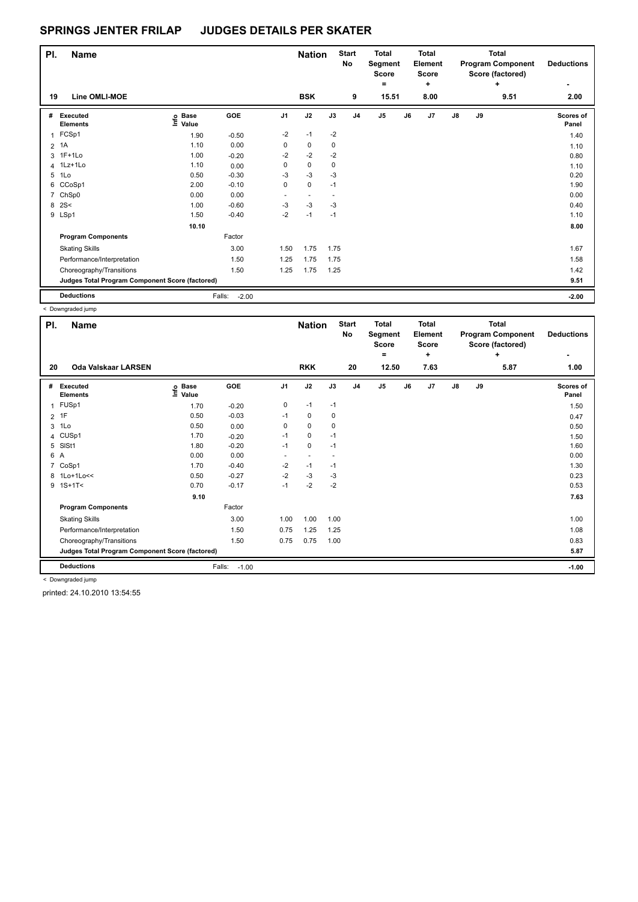## SPRINGS JENTER FRILAP JUDGES DETAILS PER SKATER

| Pl. | Name | | | Nation | Start No | Total Segment Score = | Total Element Score + | Total Program Component Score (factored) + | Deductions - |
|---|---|---|---|---|---|---|---|---|---|
| 19 | Line OMLI-MOE | | | BSK | 9 | 15.51 | 8.00 | 9.51 | 2.00 |

| # | Executed Elements | Info | Base Value | GOE | J1 | J2 | J3 | J4 | J5 | J6 | J7 | J8 | J9 | Scores of Panel |
|---|---|---|---|---|---|---|---|---|---|---|---|---|---|---|
| 1 | FCSp1 | | 1.90 | -0.50 | -2 | -1 | -2 | | | | | | | 1.40 |
| 2 | 1A | | 1.10 | 0.00 | 0 | 0 | 0 | | | | | | | 1.10 |
| 3 | 1F+1Lo | | 1.00 | -0.20 | -2 | -2 | -2 | | | | | | | 0.80 |
| 4 | 1Lz+1Lo | | 1.10 | 0.00 | 0 | 0 | 0 | | | | | | | 1.10 |
| 5 | 1Lo | | 0.50 | -0.30 | -3 | -3 | -3 | | | | | | | 0.20 |
| 6 | CCoSp1 | | 2.00 | -0.10 | 0 | 0 | -1 | | | | | | | 1.90 |
| 7 | ChSp0 | | 0.00 | 0.00 | - | - | - | | | | | | | 0.00 |
| 8 | 2S< | | 1.00 | -0.60 | -3 | -3 | -3 | | | | | | | 0.40 |
| 9 | LSp1 | | 1.50 | -0.40 | -2 | -1 | -1 | | | | | | | 1.10 |
| | | | 10.10 | | | | | | | | | | | 8.00 |
| | Program Components | | | Factor | | | | | | | | | | |
| | Skating Skills | | | 3.00 | 1.50 | 1.75 | 1.75 | | | | | | | 1.67 |
| | Performance/Interpretation | | | 1.50 | 1.25 | 1.75 | 1.75 | | | | | | | 1.58 |
| | Choreography/Transitions | | | 1.50 | 1.25 | 1.75 | 1.25 | | | | | | | 1.42 |
| | Judges Total Program Component Score (factored) | | | | | | | | | | | | | 9.51 |
| | Deductions | | | Falls: -2.00 | | | | | | | | | | -2.00 |

< Downgraded jump

| Pl. | Name | | | Nation | Start No | Total Segment Score = | Total Element Score + | Total Program Component Score (factored) + | Deductions - |
|---|---|---|---|---|---|---|---|---|---|
| 20 | Oda Valskaar LARSEN | | | RKK | 20 | 12.50 | 7.63 | 5.87 | 1.00 |

| # | Executed Elements | Info | Base Value | GOE | J1 | J2 | J3 | J4 | J5 | J6 | J7 | J8 | J9 | Scores of Panel |
|---|---|---|---|---|---|---|---|---|---|---|---|---|---|---|
| 1 | FUSp1 | | 1.70 | -0.20 | 0 | -1 | -1 | | | | | | | 1.50 |
| 2 | 1F | | 0.50 | -0.03 | -1 | 0 | 0 | | | | | | | 0.47 |
| 3 | 1Lo | | 0.50 | 0.00 | 0 | 0 | 0 | | | | | | | 0.50 |
| 4 | CUSp1 | | 1.70 | -0.20 | -1 | 0 | -1 | | | | | | | 1.50 |
| 5 | SlSt1 | | 1.80 | -0.20 | -1 | 0 | -1 | | | | | | | 1.60 |
| 6 | A | | 0.00 | 0.00 | - | - | - | | | | | | | 0.00 |
| 7 | CoSp1 | | 1.70 | -0.40 | -2 | -1 | -1 | | | | | | | 1.30 |
| 8 | 1Lo+1Lo<< | | 0.50 | -0.27 | -2 | -3 | -3 | | | | | | | 0.23 |
| 9 | 1S+1T< | | 0.70 | -0.17 | -1 | -2 | -2 | | | | | | | 0.53 |
| | | | 9.10 | | | | | | | | | | | 7.63 |
| | Program Components | | | Factor | | | | | | | | | | |
| | Skating Skills | | | 3.00 | 1.00 | 1.00 | 1.00 | | | | | | | 1.00 |
| | Performance/Interpretation | | | 1.50 | 0.75 | 1.25 | 1.25 | | | | | | | 1.08 |
| | Choreography/Transitions | | | 1.50 | 0.75 | 0.75 | 1.00 | | | | | | | 0.83 |
| | Judges Total Program Component Score (factored) | | | | | | | | | | | | | 5.87 |
| | Deductions | | | Falls: -1.00 | | | | | | | | | | -1.00 |

< Downgraded jump

printed: 24.10.2010 13:54:55